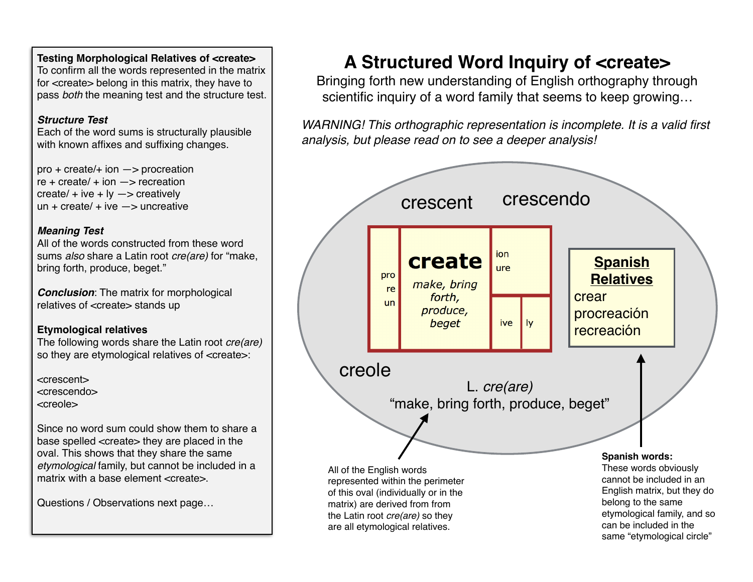# A Structured Word Inquiry of <create>

Bringing forth new understanding of English orthography through scientific inquiry of a word family that seems to keep growing…

*WARNING! This orthographic representation is incomplete. It is a valid first analysis, but please read on to see a deeper analysis!*

**Testing Morphological Relatives of <create>**
To confirm all the words represented in the matrix for <create> belong in this matrix, they have to pass *both* the meaning test and the structure test.

***Structure Test***
Each of the word sums is structurally plausible with known affixes and suffixing changes.

pro + create/+ ion —> procreation
re + create/ + ion —> recreation
create/ + ive + ly —> creatively
un + create/ + ive —> uncreative

***Meaning Test***
All of the words constructed from these word sums *also* share a Latin root *cre(are)* for "make, bring forth, produce, beget."

***Conclusion***: The matrix for morphological relatives of <create> stands up

**Etymological relatives**
The following words share the Latin root *cre(are)* so they are etymological relatives of <create>:

<crescent>
<crescendo>
<creole>

Since no word sum could show them to share a base spelled <create> they are placed in the oval. This shows that they share the same *etymological* family, but cannot be included in a matrix with a base element <create>.

Questions / Observations next page…

---

crescent crescendo

| pro / re / un | **create** *make, bring forth, produce, beget* | ion / ure |
| --- | --- | --- |
| | | ive / ly |

creole

L. *cre(are)*
"make, bring forth, produce, beget"

**Spanish Relatives**
crear
procreación
recreación

All of the English words represented within the perimeter of this oval (individually or in the matrix) are derived from from the Latin root *cre(are)* so they are all etymological relatives.

**Spanish words:**
These words obviously cannot be included in an English matrix, but they do belong to the same etymological family, and so can be included in the same "etymological circle"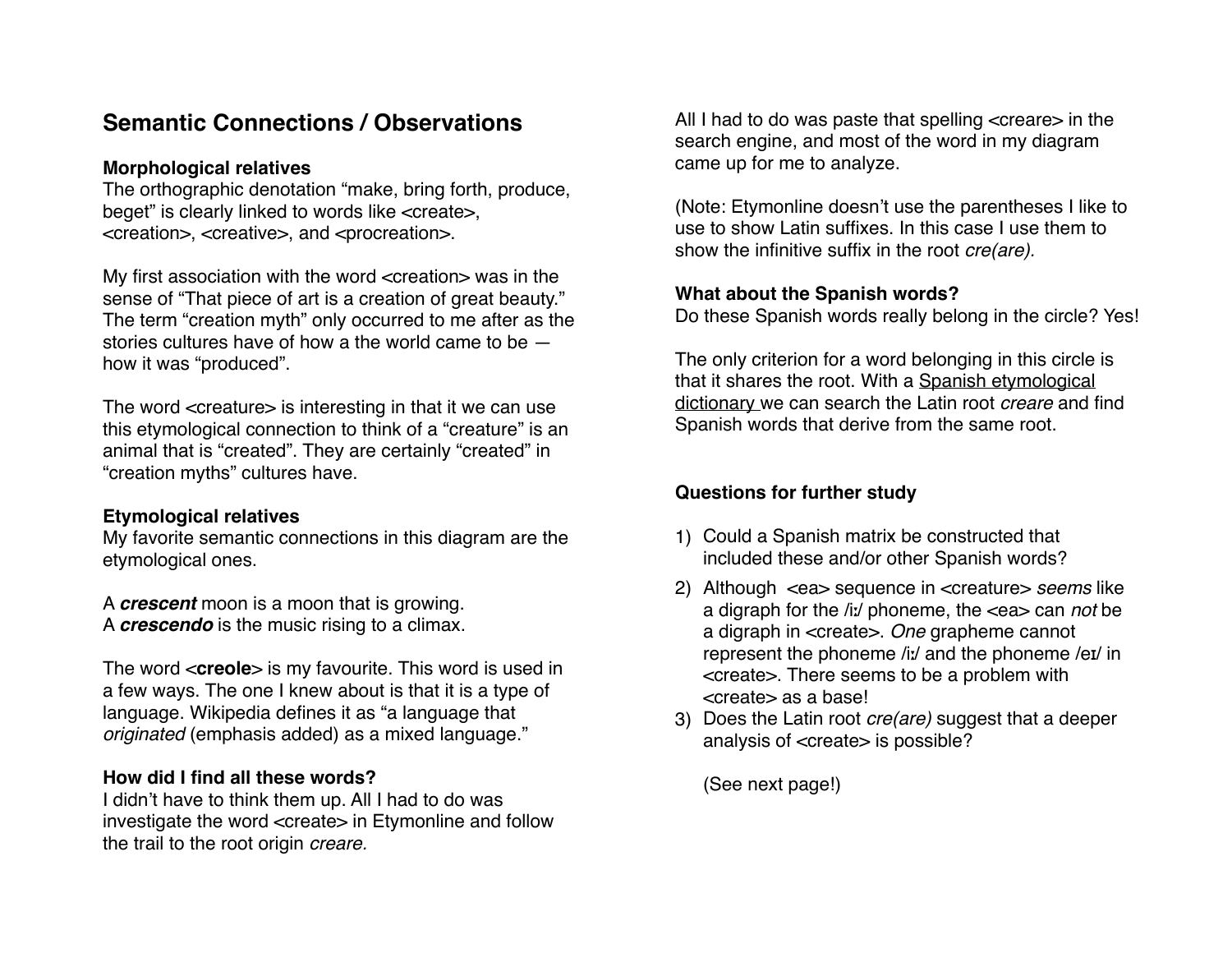## Semantic Connections / Observations

**Morphological relatives**
The orthographic denotation "make, bring forth, produce, beget" is clearly linked to words like <create>, <creation>, <creative>, and <procreation>.

My first association with the word <creation> was in the sense of "That piece of art is a creation of great beauty." The term "creation myth" only occurred to me after as the stories cultures have of how a the world came to be — how it was "produced".

The word <creature> is interesting in that it we can use this etymological connection to think of a "creature" is an animal that is "created". They are certainly "created" in "creation myths" cultures have.

**Etymological relatives**
My favorite semantic connections in this diagram are the etymological ones.

A ***crescent*** moon is a moon that is growing.
A ***crescendo*** is the music rising to a climax.

The word <**creole**> is my favourite. This word is used in a few ways. The one I knew about is that it is a type of language. Wikipedia defines it as "a language that *originated* (emphasis added) as a mixed language."

**How did I find all these words?**
I didn't have to think them up. All I had to do was investigate the word <create> in Etymonline and follow the trail to the root origin *creare.*

All I had to do was paste that spelling <creare> in the search engine, and most of the word in my diagram came up for me to analyze.

(Note: Etymonline doesn't use the parentheses I like to use to show Latin suffixes. In this case I use them to show the infinitive suffix in the root *cre(are).*

**What about the Spanish words?**
Do these Spanish words really belong in the circle? Yes!

The only criterion for a word belonging in this circle is that it shares the root. With a Spanish etymological dictionary we can search the Latin root *creare* and find Spanish words that derive from the same root.

**Questions for further study**

1) Could a Spanish matrix be constructed that included these and/or other Spanish words?
2) Although <ea> sequence in <creature> *seems* like a digraph for the /iː/ phoneme, the <ea> can *not* be a digraph in <create>. *One* grapheme cannot represent the phoneme /iː/ and the phoneme /eɪ/ in <create>. There seems to be a problem with <create> as a base!
3) Does the Latin root *cre(are)* suggest that a deeper analysis of <create> is possible?

   (See next page!)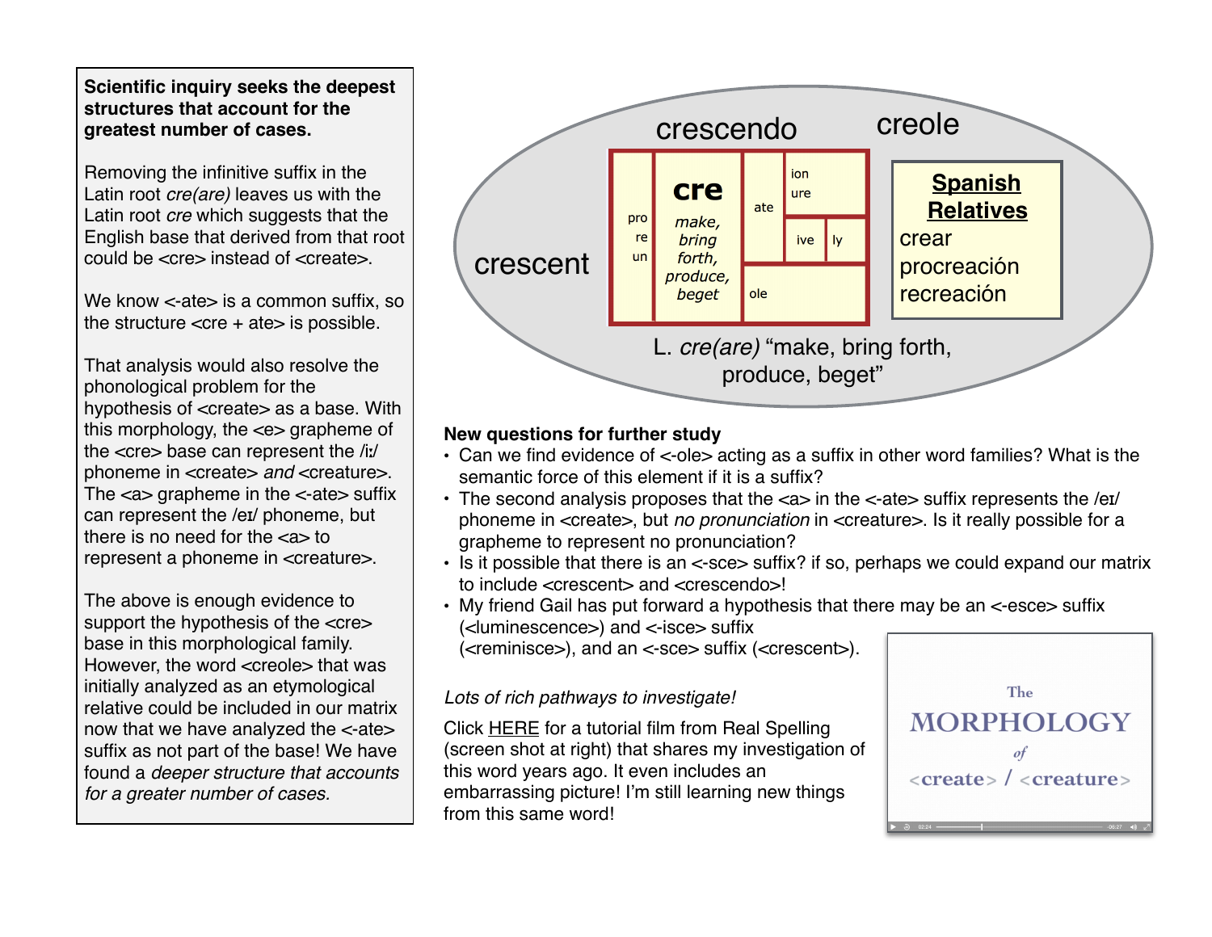**Scientific inquiry seeks the deepest structures that account for the greatest number of cases.**

Removing the infinitive suffix in the Latin root *cre(are)* leaves us with the Latin root *cre* which suggests that the English base that derived from that root could be <cre> instead of <create>.

We know <-ate> is a common suffix, so the structure <cre + ate> is possible.

That analysis would also resolve the phonological problem for the hypothesis of <create> as a base. With this morphology, the <e> grapheme of the <cre> base can represent the /iː/ phoneme in <create> *and* <creature>. The <a> grapheme in the <-ate> suffix can represent the /eɪ/ phoneme, but there is no need for the <a> to represent a phoneme in <creature>.

The above is enough evidence to support the hypothesis of the <cre> base in this morphological family. However, the word <creole> that was initially analyzed as an etymological relative could be included in our matrix now that we have analyzed the <-ate> suffix as not part of the base! We have found a *deeper structure that accounts for a greater number of cases.*

crescendo

creole

crescent

| | | | | |
|---|---|---|---|---|
| pro<br>re<br>un | **cre**<br>*make, bring forth, produce, beget* | ate | ion<br>ure | |
| | | | ive | ly |
| | | ole | | |

**Spanish Relatives**
crear
procreación
recreación

L. *cre(are)* "make, bring forth, produce, beget"

**New questions for further study**

- Can we find evidence of <-ole> acting as a suffix in other word families? What is the semantic force of this element if it is a suffix?
- The second analysis proposes that the <a> in the <-ate> suffix represents the /eɪ/ phoneme in <create>, but *no pronunciation* in <creature>. Is it really possible for a grapheme to represent no pronunciation?
- Is it possible that there is an <-sce> suffix? if so, perhaps we could expand our matrix to include <crescent> and <crescendo>!
- My friend Gail has put forward a hypothesis that there may be an <-esce> suffix (<luminescence>) and <-isce> suffix (<reminisce>), and an <-sce> suffix (<crescent>).

*Lots of rich pathways to investigate!*

Click HERE for a tutorial film from Real Spelling (screen shot at right) that shares my investigation of this word years ago. It even includes an embarrassing picture! I'm still learning new things from this same word!

The MORPHOLOGY of <create> / <creature>